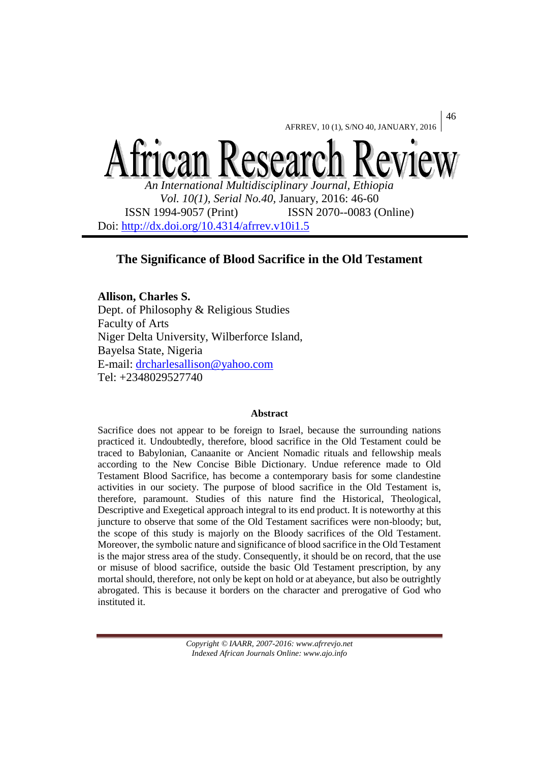# African Research Review

*An International Multidisciplinary Journal, Ethiopia*
*Vol. 10(1), Serial No.40,* January, 2016: 46-60
ISSN 1994-9057 (Print) ISSN 2070--0083 (Online)
Doi: http://dx.doi.org/10.4314/afrrev.v10i1.5

## The Significance of Blood Sacrifice in the Old Testament

**Allison, Charles S.**
Dept. of Philosophy & Religious Studies
Faculty of Arts
Niger Delta University, Wilberforce Island,
Bayelsa State, Nigeria
E-mail: drcharlesallison@yahoo.com
Tel: +2348029527740

### Abstract

Sacrifice does not appear to be foreign to Israel, because the surrounding nations practiced it. Undoubtedly, therefore, blood sacrifice in the Old Testament could be traced to Babylonian, Canaanite or Ancient Nomadic rituals and fellowship meals according to the New Concise Bible Dictionary. Undue reference made to Old Testament Blood Sacrifice, has become a contemporary basis for some clandestine activities in our society. The purpose of blood sacrifice in the Old Testament is, therefore, paramount. Studies of this nature find the Historical, Theological, Descriptive and Exegetical approach integral to its end product. It is noteworthy at this juncture to observe that some of the Old Testament sacrifices were non-bloody; but, the scope of this study is majorly on the Bloody sacrifices of the Old Testament. Moreover, the symbolic nature and significance of blood sacrifice in the Old Testament is the major stress area of the study. Consequently, it should be on record, that the use or misuse of blood sacrifice, outside the basic Old Testament prescription, by any mortal should, therefore, not only be kept on hold or at abeyance, but also be outrightly abrogated. This is because it borders on the character and prerogative of God who instituted it.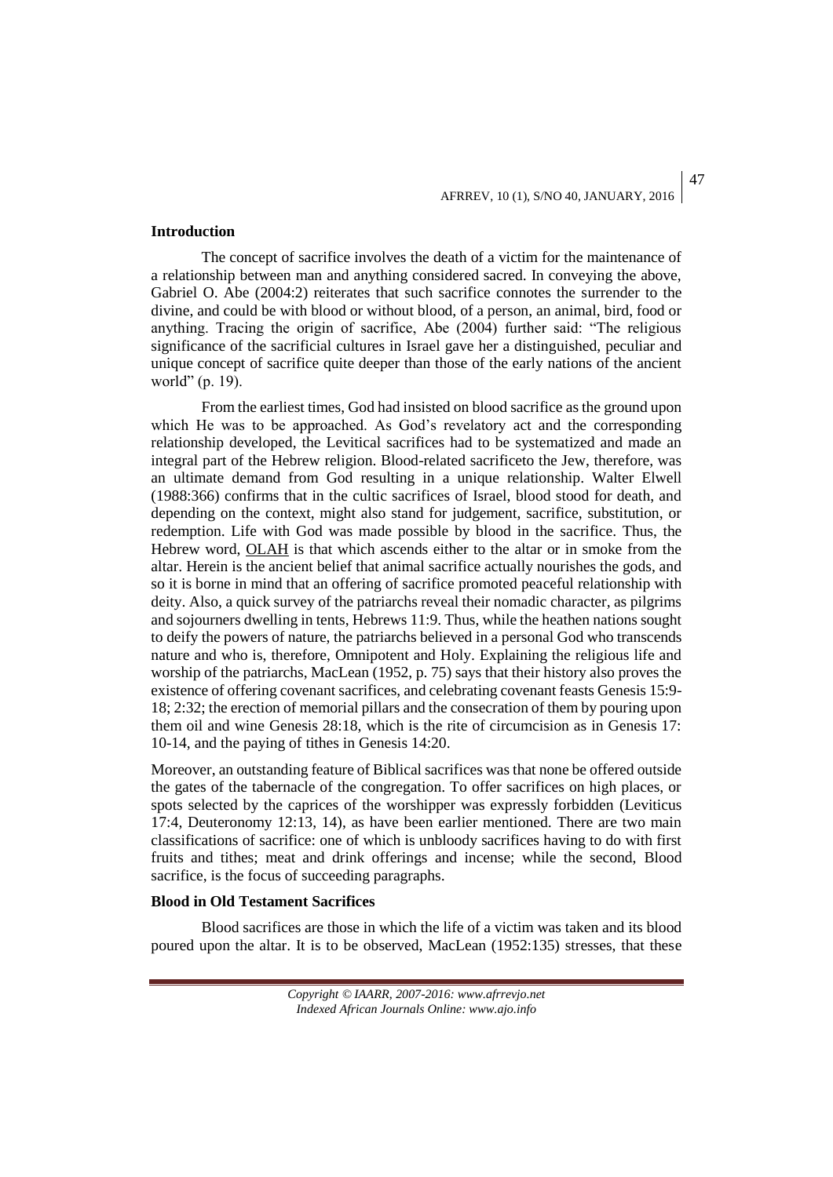**Introduction**

The concept of sacrifice involves the death of a victim for the maintenance of a relationship between man and anything considered sacred. In conveying the above, Gabriel O. Abe (2004:2) reiterates that such sacrifice connotes the surrender to the divine, and could be with blood or without blood, of a person, an animal, bird, food or anything. Tracing the origin of sacrifice, Abe (2004) further said: "The religious significance of the sacrificial cultures in Israel gave her a distinguished, peculiar and unique concept of sacrifice quite deeper than those of the early nations of the ancient world" (p. 19).

From the earliest times, God had insisted on blood sacrifice as the ground upon which He was to be approached. As God's revelatory act and the corresponding relationship developed, the Levitical sacrifices had to be systematized and made an integral part of the Hebrew religion. Blood-related sacrificeto the Jew, therefore, was an ultimate demand from God resulting in a unique relationship. Walter Elwell (1988:366) confirms that in the cultic sacrifices of Israel, blood stood for death, and depending on the context, might also stand for judgement, sacrifice, substitution, or redemption. Life with God was made possible by blood in the sacrifice. Thus, the Hebrew word, OLAH is that which ascends either to the altar or in smoke from the altar. Herein is the ancient belief that animal sacrifice actually nourishes the gods, and so it is borne in mind that an offering of sacrifice promoted peaceful relationship with deity. Also, a quick survey of the patriarchs reveal their nomadic character, as pilgrims and sojourners dwelling in tents, Hebrews 11:9. Thus, while the heathen nations sought to deify the powers of nature, the patriarchs believed in a personal God who transcends nature and who is, therefore, Omnipotent and Holy. Explaining the religious life and worship of the patriarchs, MacLean (1952, p. 75) says that their history also proves the existence of offering covenant sacrifices, and celebrating covenant feasts Genesis 15:9-18; 2:32; the erection of memorial pillars and the consecration of them by pouring upon them oil and wine Genesis 28:18, which is the rite of circumcision as in Genesis 17: 10-14, and the paying of tithes in Genesis 14:20.

Moreover, an outstanding feature of Biblical sacrifices was that none be offered outside the gates of the tabernacle of the congregation. To offer sacrifices on high places, or spots selected by the caprices of the worshipper was expressly forbidden (Leviticus 17:4, Deuteronomy 12:13, 14), as have been earlier mentioned. There are two main classifications of sacrifice: one of which is unbloody sacrifices having to do with first fruits and tithes; meat and drink offerings and incense; while the second, Blood sacrifice, is the focus of succeeding paragraphs.

**Blood in Old Testament Sacrifices**

Blood sacrifices are those in which the life of a victim was taken and its blood poured upon the altar. It is to be observed, MacLean (1952:135) stresses, that these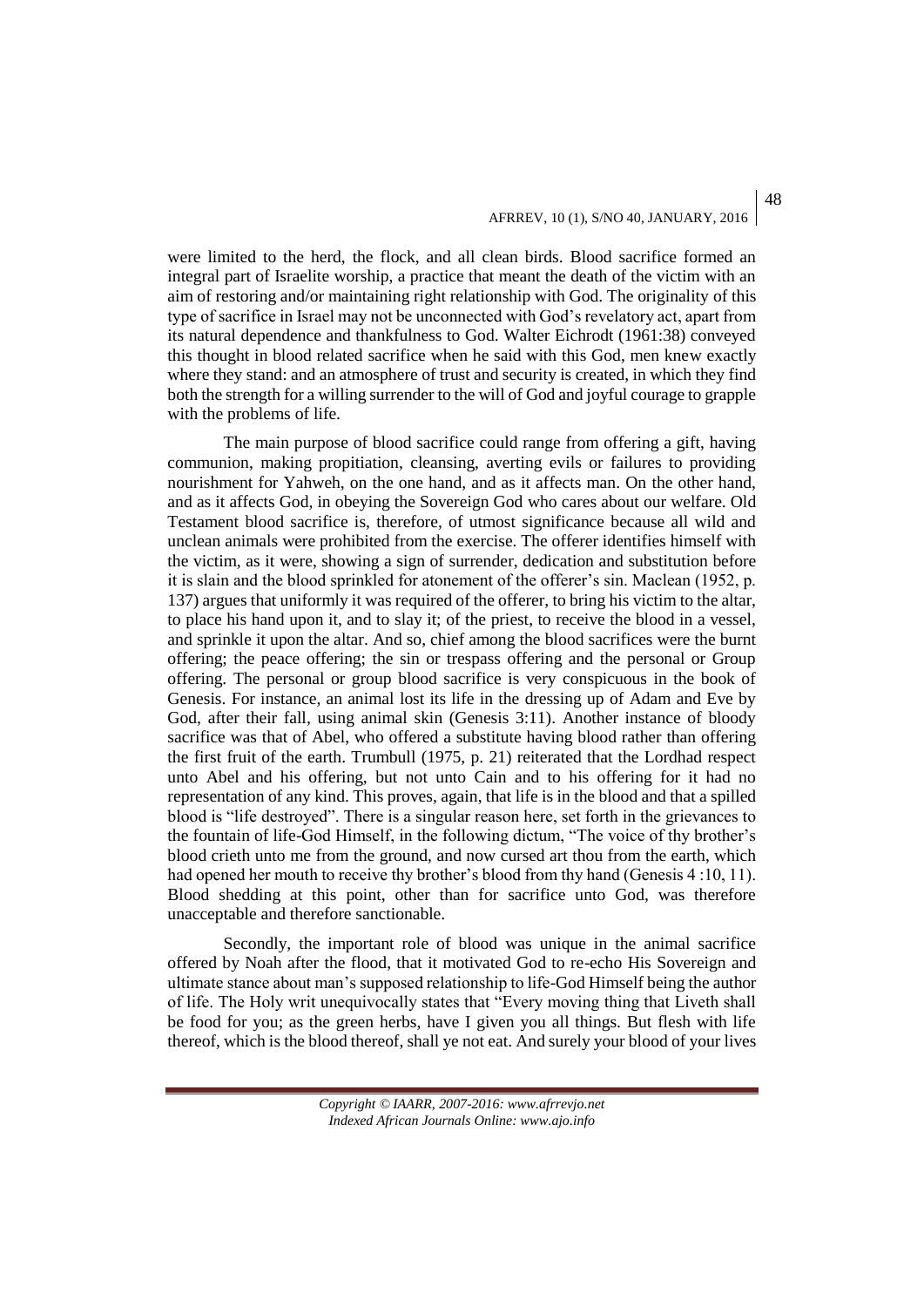were limited to the herd, the flock, and all clean birds. Blood sacrifice formed an integral part of Israelite worship, a practice that meant the death of the victim with an aim of restoring and/or maintaining right relationship with God. The originality of this type of sacrifice in Israel may not be unconnected with God's revelatory act, apart from its natural dependence and thankfulness to God. Walter Eichrodt (1961:38) conveyed this thought in blood related sacrifice when he said with this God, men knew exactly where they stand: and an atmosphere of trust and security is created, in which they find both the strength for a willing surrender to the will of God and joyful courage to grapple with the problems of life.

The main purpose of blood sacrifice could range from offering a gift, having communion, making propitiation, cleansing, averting evils or failures to providing nourishment for Yahweh, on the one hand, and as it affects man. On the other hand, and as it affects God, in obeying the Sovereign God who cares about our welfare. Old Testament blood sacrifice is, therefore, of utmost significance because all wild and unclean animals were prohibited from the exercise. The offerer identifies himself with the victim, as it were, showing a sign of surrender, dedication and substitution before it is slain and the blood sprinkled for atonement of the offerer's sin. Maclean (1952, p. 137) argues that uniformly it was required of the offerer, to bring his victim to the altar, to place his hand upon it, and to slay it; of the priest, to receive the blood in a vessel, and sprinkle it upon the altar. And so, chief among the blood sacrifices were the burnt offering; the peace offering; the sin or trespass offering and the personal or Group offering. The personal or group blood sacrifice is very conspicuous in the book of Genesis. For instance, an animal lost its life in the dressing up of Adam and Eve by God, after their fall, using animal skin (Genesis 3:11). Another instance of bloody sacrifice was that of Abel, who offered a substitute having blood rather than offering the first fruit of the earth. Trumbull (1975, p. 21) reiterated that the Lordhad respect unto Abel and his offering, but not unto Cain and to his offering for it had no representation of any kind. This proves, again, that life is in the blood and that a spilled blood is "life destroyed". There is a singular reason here, set forth in the grievances to the fountain of life-God Himself, in the following dictum, "The voice of thy brother's blood crieth unto me from the ground, and now cursed art thou from the earth, which had opened her mouth to receive thy brother's blood from thy hand (Genesis 4 :10, 11). Blood shedding at this point, other than for sacrifice unto God, was therefore unacceptable and therefore sanctionable.

Secondly, the important role of blood was unique in the animal sacrifice offered by Noah after the flood, that it motivated God to re-echo His Sovereign and ultimate stance about man's supposed relationship to life-God Himself being the author of life. The Holy writ unequivocally states that "Every moving thing that Liveth shall be food for you; as the green herbs, have I given you all things. But flesh with life thereof, which is the blood thereof, shall ye not eat. And surely your blood of your lives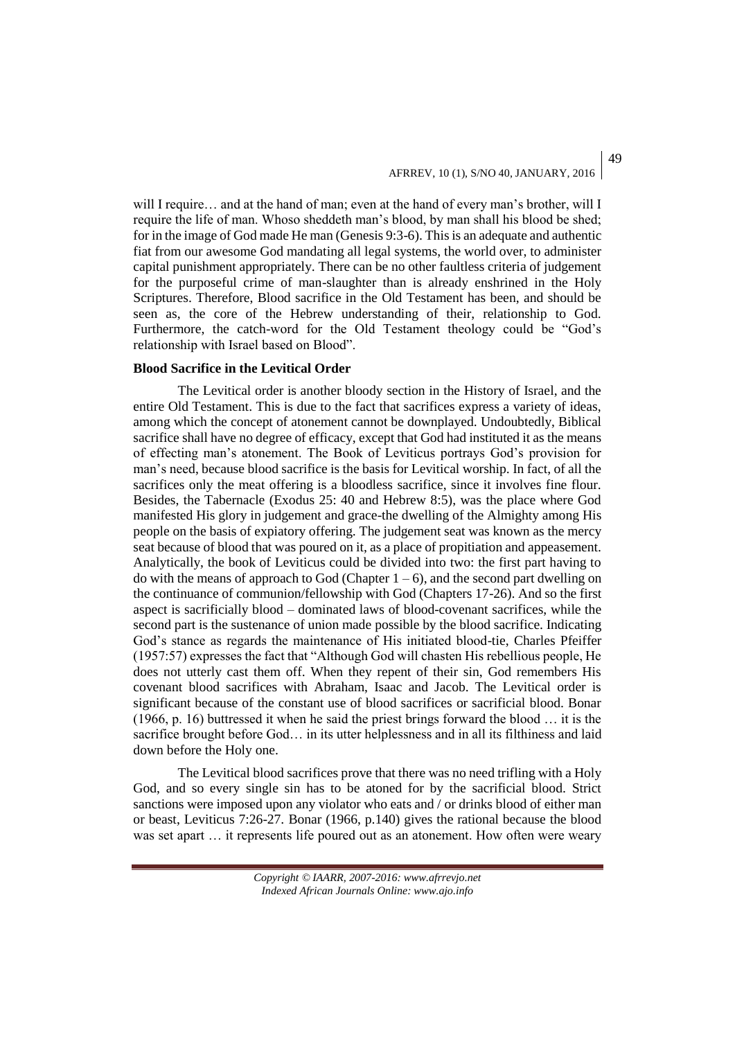will I require… and at the hand of man; even at the hand of every man's brother, will I require the life of man. Whoso sheddeth man's blood, by man shall his blood be shed; for in the image of God made He man (Genesis 9:3-6). This is an adequate and authentic fiat from our awesome God mandating all legal systems, the world over, to administer capital punishment appropriately. There can be no other faultless criteria of judgement for the purposeful crime of man-slaughter than is already enshrined in the Holy Scriptures. Therefore, Blood sacrifice in the Old Testament has been, and should be seen as, the core of the Hebrew understanding of their, relationship to God. Furthermore, the catch-word for the Old Testament theology could be "God's relationship with Israel based on Blood".

**Blood Sacrifice in the Levitical Order**

The Levitical order is another bloody section in the History of Israel, and the entire Old Testament. This is due to the fact that sacrifices express a variety of ideas, among which the concept of atonement cannot be downplayed. Undoubtedly, Biblical sacrifice shall have no degree of efficacy, except that God had instituted it as the means of effecting man's atonement. The Book of Leviticus portrays God's provision for man's need, because blood sacrifice is the basis for Levitical worship. In fact, of all the sacrifices only the meat offering is a bloodless sacrifice, since it involves fine flour. Besides, the Tabernacle (Exodus 25: 40 and Hebrew 8:5), was the place where God manifested His glory in judgement and grace-the dwelling of the Almighty among His people on the basis of expiatory offering. The judgement seat was known as the mercy seat because of blood that was poured on it, as a place of propitiation and appeasement. Analytically, the book of Leviticus could be divided into two: the first part having to do with the means of approach to God (Chapter 1 – 6), and the second part dwelling on the continuance of communion/fellowship with God (Chapters 17-26). And so the first aspect is sacrificially blood – dominated laws of blood-covenant sacrifices, while the second part is the sustenance of union made possible by the blood sacrifice. Indicating God's stance as regards the maintenance of His initiated blood-tie, Charles Pfeiffer (1957:57) expresses the fact that "Although God will chasten His rebellious people, He does not utterly cast them off. When they repent of their sin, God remembers His covenant blood sacrifices with Abraham, Isaac and Jacob. The Levitical order is significant because of the constant use of blood sacrifices or sacrificial blood. Bonar (1966, p. 16) buttressed it when he said the priest brings forward the blood … it is the sacrifice brought before God… in its utter helplessness and in all its filthiness and laid down before the Holy one.

The Levitical blood sacrifices prove that there was no need trifling with a Holy God, and so every single sin has to be atoned for by the sacrificial blood. Strict sanctions were imposed upon any violator who eats and / or drinks blood of either man or beast, Leviticus 7:26-27. Bonar (1966, p.140) gives the rational because the blood was set apart … it represents life poured out as an atonement. How often were weary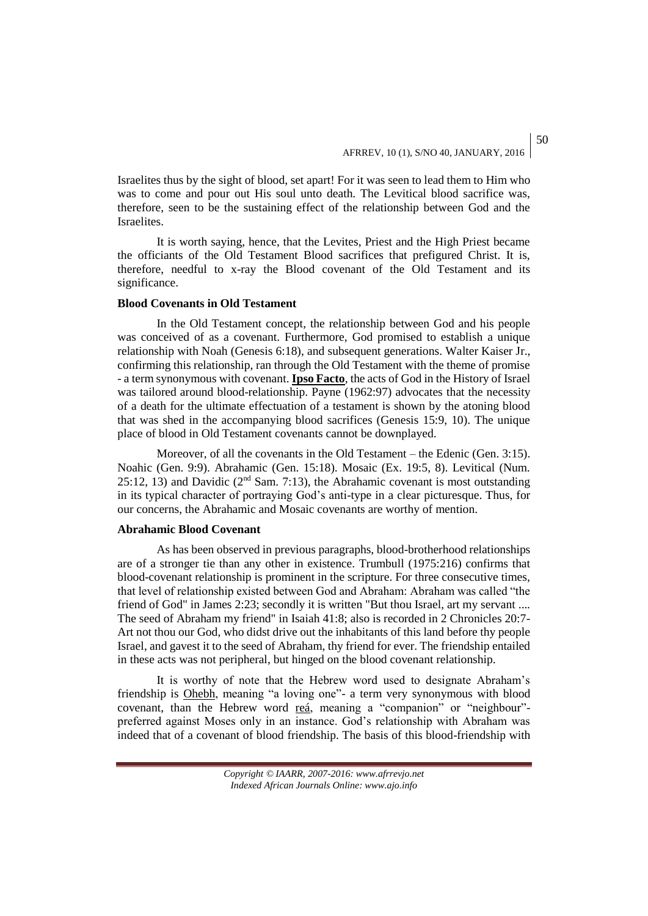Israelites thus by the sight of blood, set apart! For it was seen to lead them to Him who was to come and pour out His soul unto death. The Levitical blood sacrifice was, therefore, seen to be the sustaining effect of the relationship between God and the Israelites.

It is worth saying, hence, that the Levites, Priest and the High Priest became the officiants of the Old Testament Blood sacrifices that prefigured Christ. It is, therefore, needful to x-ray the Blood covenant of the Old Testament and its significance.

### Blood Covenants in Old Testament

In the Old Testament concept, the relationship between God and his people was conceived of as a covenant. Furthermore, God promised to establish a unique relationship with Noah (Genesis 6:18), and subsequent generations. Walter Kaiser Jr., confirming this relationship, ran through the Old Testament with the theme of promise - a term synonymous with covenant. **Ipso Facto**, the acts of God in the History of Israel was tailored around blood-relationship. Payne (1962:97) advocates that the necessity of a death for the ultimate effectuation of a testament is shown by the atoning blood that was shed in the accompanying blood sacrifices (Genesis 15:9, 10). The unique place of blood in Old Testament covenants cannot be downplayed.

Moreover, of all the covenants in the Old Testament – the Edenic (Gen. 3:15). Noahic (Gen. 9:9). Abrahamic (Gen. 15:18). Mosaic (Ex. 19:5, 8). Levitical (Num. 25:12, 13) and Davidic (2nd Sam. 7:13), the Abrahamic covenant is most outstanding in its typical character of portraying God's anti-type in a clear picturesque. Thus, for our concerns, the Abrahamic and Mosaic covenants are worthy of mention.

### Abrahamic Blood Covenant

As has been observed in previous paragraphs, blood-brotherhood relationships are of a stronger tie than any other in existence. Trumbull (1975:216) confirms that blood-covenant relationship is prominent in the scripture. For three consecutive times, that level of relationship existed between God and Abraham: Abraham was called "the friend of God" in James 2:23; secondly it is written "But thou Israel, art my servant .... The seed of Abraham my friend" in Isaiah 41:8; also is recorded in 2 Chronicles 20:7- Art not thou our God, who didst drive out the inhabitants of this land before thy people Israel, and gavest it to the seed of Abraham, thy friend for ever. The friendship entailed in these acts was not peripheral, but hinged on the blood covenant relationship.

It is worthy of note that the Hebrew word used to designate Abraham's friendship is Ohebh, meaning "a loving one"- a term very synonymous with blood covenant, than the Hebrew word reá, meaning a "companion" or "neighbour"- preferred against Moses only in an instance. God's relationship with Abraham was indeed that of a covenant of blood friendship. The basis of this blood-friendship with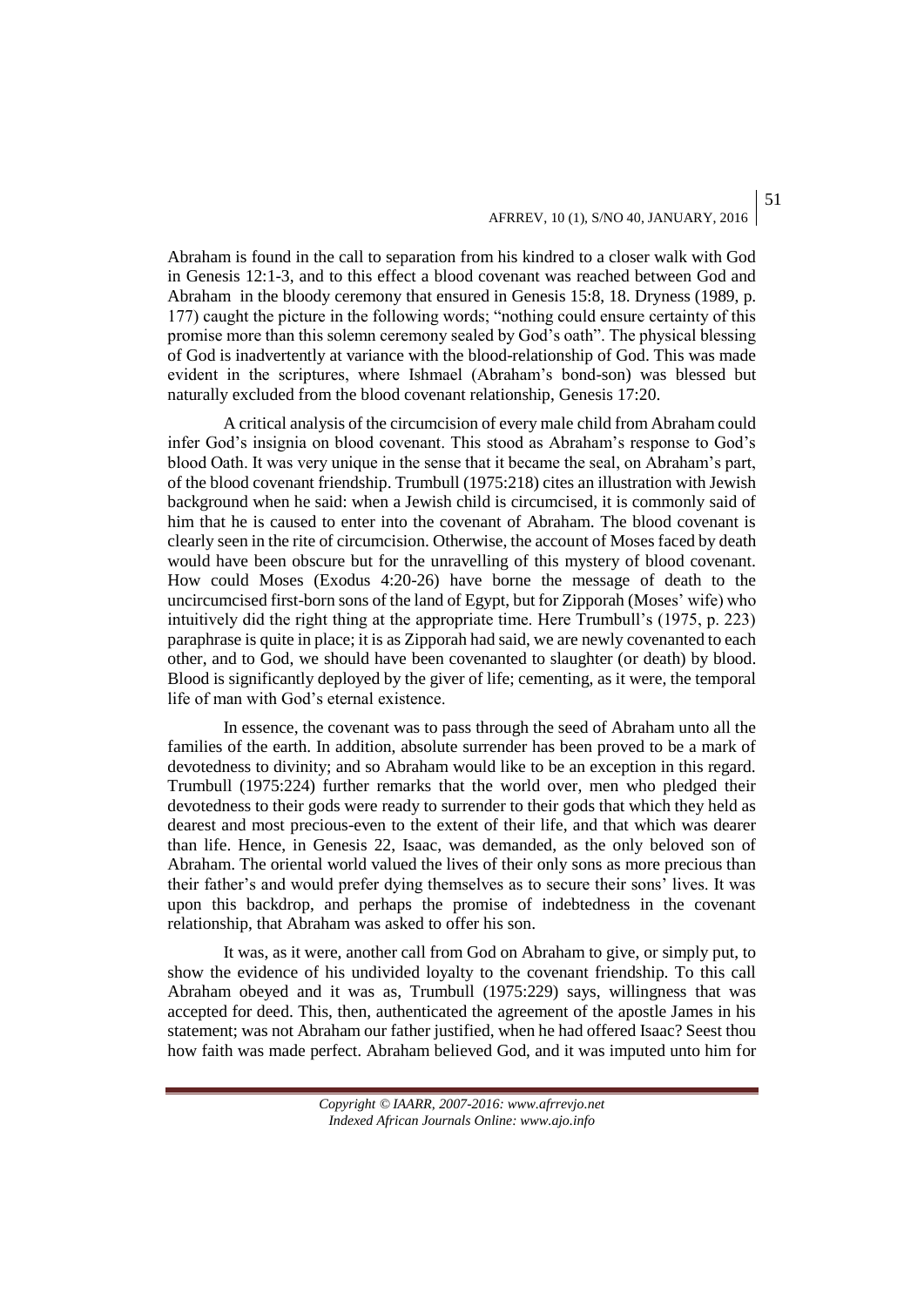Abraham is found in the call to separation from his kindred to a closer walk with God in Genesis 12:1-3, and to this effect a blood covenant was reached between God and Abraham in the bloody ceremony that ensured in Genesis 15:8, 18. Dryness (1989, p. 177) caught the picture in the following words; "nothing could ensure certainty of this promise more than this solemn ceremony sealed by God's oath". The physical blessing of God is inadvertently at variance with the blood-relationship of God. This was made evident in the scriptures, where Ishmael (Abraham's bond-son) was blessed but naturally excluded from the blood covenant relationship, Genesis 17:20.

A critical analysis of the circumcision of every male child from Abraham could infer God's insignia on blood covenant. This stood as Abraham's response to God's blood Oath. It was very unique in the sense that it became the seal, on Abraham's part, of the blood covenant friendship. Trumbull (1975:218) cites an illustration with Jewish background when he said: when a Jewish child is circumcised, it is commonly said of him that he is caused to enter into the covenant of Abraham. The blood covenant is clearly seen in the rite of circumcision. Otherwise, the account of Moses faced by death would have been obscure but for the unravelling of this mystery of blood covenant. How could Moses (Exodus 4:20-26) have borne the message of death to the uncircumcised first-born sons of the land of Egypt, but for Zipporah (Moses' wife) who intuitively did the right thing at the appropriate time. Here Trumbull's (1975, p. 223) paraphrase is quite in place; it is as Zipporah had said, we are newly covenanted to each other, and to God, we should have been covenanted to slaughter (or death) by blood. Blood is significantly deployed by the giver of life; cementing, as it were, the temporal life of man with God's eternal existence.

In essence, the covenant was to pass through the seed of Abraham unto all the families of the earth. In addition, absolute surrender has been proved to be a mark of devotedness to divinity; and so Abraham would like to be an exception in this regard. Trumbull (1975:224) further remarks that the world over, men who pledged their devotedness to their gods were ready to surrender to their gods that which they held as dearest and most precious-even to the extent of their life, and that which was dearer than life. Hence, in Genesis 22, Isaac, was demanded, as the only beloved son of Abraham. The oriental world valued the lives of their only sons as more precious than their father's and would prefer dying themselves as to secure their sons' lives. It was upon this backdrop, and perhaps the promise of indebtedness in the covenant relationship, that Abraham was asked to offer his son.

It was, as it were, another call from God on Abraham to give, or simply put, to show the evidence of his undivided loyalty to the covenant friendship. To this call Abraham obeyed and it was as, Trumbull (1975:229) says, willingness that was accepted for deed. This, then, authenticated the agreement of the apostle James in his statement; was not Abraham our father justified, when he had offered Isaac? Seest thou how faith was made perfect. Abraham believed God, and it was imputed unto him for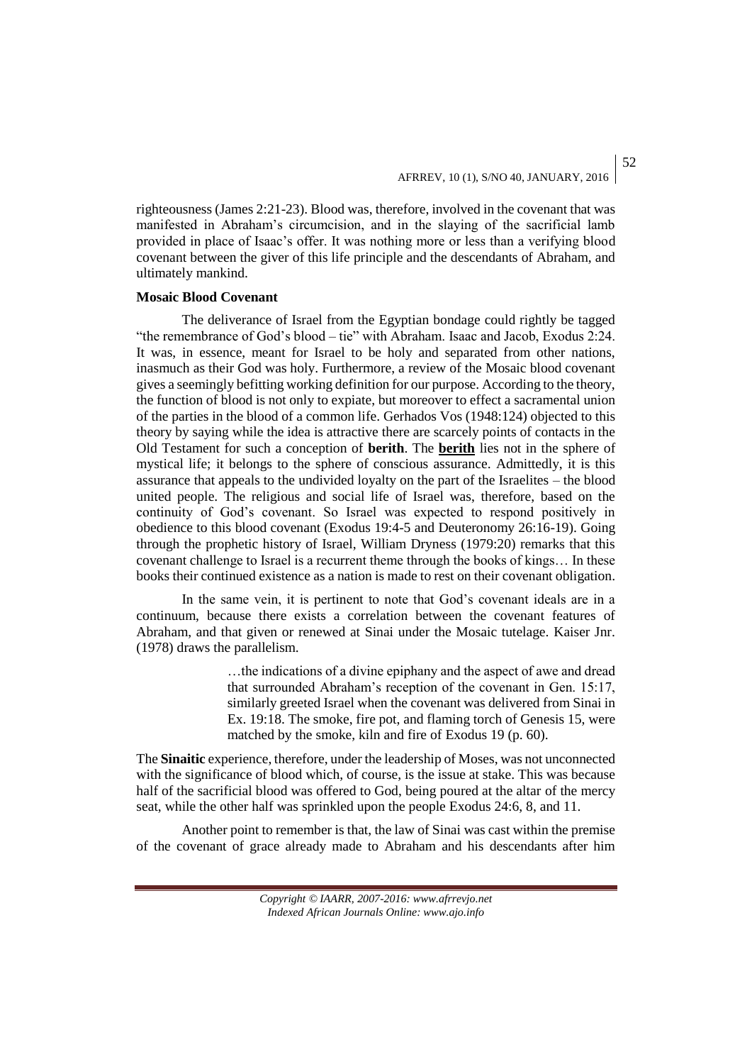righteousness (James 2:21-23). Blood was, therefore, involved in the covenant that was manifested in Abraham's circumcision, and in the slaying of the sacrificial lamb provided in place of Isaac's offer. It was nothing more or less than a verifying blood covenant between the giver of this life principle and the descendants of Abraham, and ultimately mankind.

**Mosaic Blood Covenant**

The deliverance of Israel from the Egyptian bondage could rightly be tagged "the remembrance of God's blood – tie" with Abraham. Isaac and Jacob, Exodus 2:24. It was, in essence, meant for Israel to be holy and separated from other nations, inasmuch as their God was holy. Furthermore, a review of the Mosaic blood covenant gives a seemingly befitting working definition for our purpose. According to the theory, the function of blood is not only to expiate, but moreover to effect a sacramental union of the parties in the blood of a common life. Gerhados Vos (1948:124) objected to this theory by saying while the idea is attractive there are scarcely points of contacts in the Old Testament for such a conception of **berith**. The **berith** lies not in the sphere of mystical life; it belongs to the sphere of conscious assurance. Admittedly, it is this assurance that appeals to the undivided loyalty on the part of the Israelites – the blood united people. The religious and social life of Israel was, therefore, based on the continuity of God's covenant. So Israel was expected to respond positively in obedience to this blood covenant (Exodus 19:4-5 and Deuteronomy 26:16-19). Going through the prophetic history of Israel, William Dryness (1979:20) remarks that this covenant challenge to Israel is a recurrent theme through the books of kings… In these books their continued existence as a nation is made to rest on their covenant obligation.

In the same vein, it is pertinent to note that God's covenant ideals are in a continuum, because there exists a correlation between the covenant features of Abraham, and that given or renewed at Sinai under the Mosaic tutelage. Kaiser Jnr. (1978) draws the parallelism.

> …the indications of a divine epiphany and the aspect of awe and dread that surrounded Abraham's reception of the covenant in Gen. 15:17, similarly greeted Israel when the covenant was delivered from Sinai in Ex. 19:18. The smoke, fire pot, and flaming torch of Genesis 15, were matched by the smoke, kiln and fire of Exodus 19 (p. 60).

The **Sinaitic** experience, therefore, under the leadership of Moses, was not unconnected with the significance of blood which, of course, is the issue at stake. This was because half of the sacrificial blood was offered to God, being poured at the altar of the mercy seat, while the other half was sprinkled upon the people Exodus 24:6, 8, and 11.

Another point to remember is that, the law of Sinai was cast within the premise of the covenant of grace already made to Abraham and his descendants after him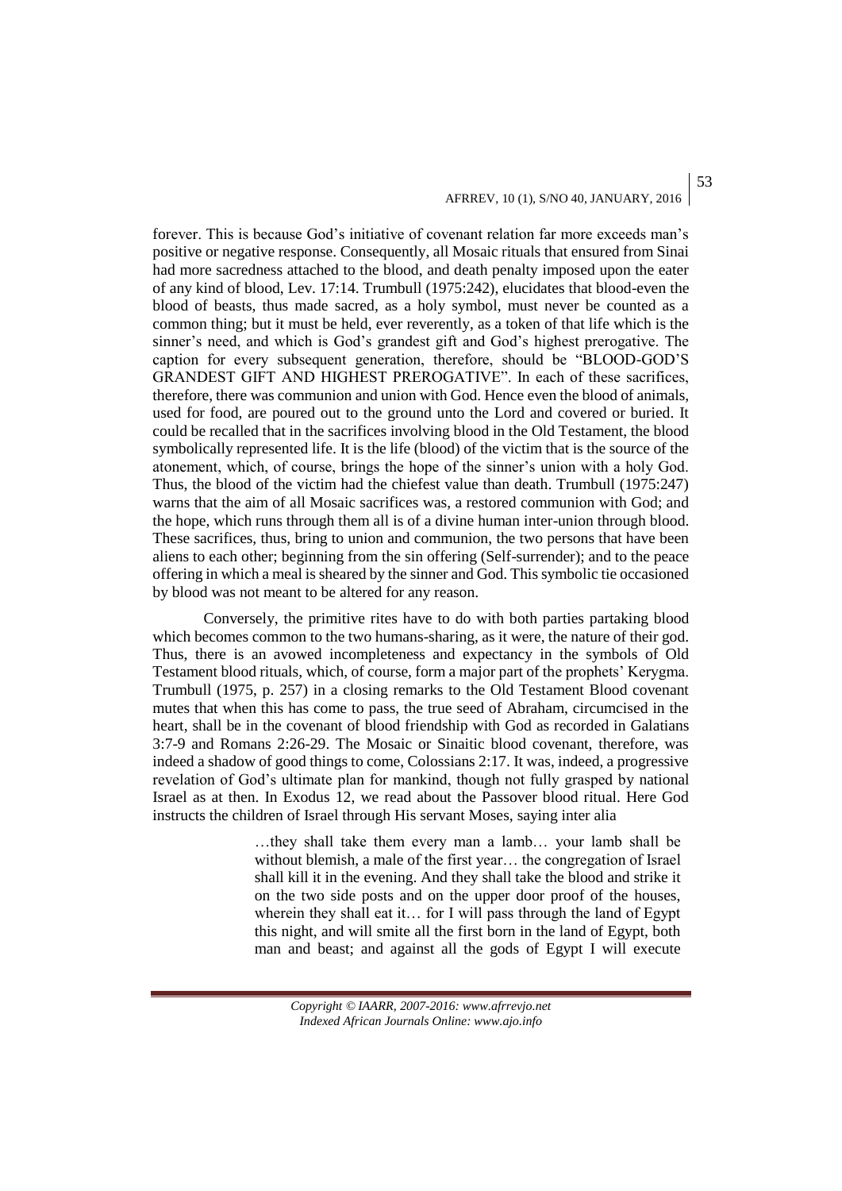forever. This is because God's initiative of covenant relation far more exceeds man's positive or negative response. Consequently, all Mosaic rituals that ensured from Sinai had more sacredness attached to the blood, and death penalty imposed upon the eater of any kind of blood, Lev. 17:14. Trumbull (1975:242), elucidates that blood-even the blood of beasts, thus made sacred, as a holy symbol, must never be counted as a common thing; but it must be held, ever reverently, as a token of that life which is the sinner's need, and which is God's grandest gift and God's highest prerogative. The caption for every subsequent generation, therefore, should be "BLOOD-GOD'S GRANDEST GIFT AND HIGHEST PREROGATIVE". In each of these sacrifices, therefore, there was communion and union with God. Hence even the blood of animals, used for food, are poured out to the ground unto the Lord and covered or buried. It could be recalled that in the sacrifices involving blood in the Old Testament, the blood symbolically represented life. It is the life (blood) of the victim that is the source of the atonement, which, of course, brings the hope of the sinner's union with a holy God. Thus, the blood of the victim had the chiefest value than death. Trumbull (1975:247) warns that the aim of all Mosaic sacrifices was, a restored communion with God; and the hope, which runs through them all is of a divine human inter-union through blood. These sacrifices, thus, bring to union and communion, the two persons that have been aliens to each other; beginning from the sin offering (Self-surrender); and to the peace offering in which a meal is sheared by the sinner and God. This symbolic tie occasioned by blood was not meant to be altered for any reason.

Conversely, the primitive rites have to do with both parties partaking blood which becomes common to the two humans-sharing, as it were, the nature of their god. Thus, there is an avowed incompleteness and expectancy in the symbols of Old Testament blood rituals, which, of course, form a major part of the prophets' Kerygma. Trumbull (1975, p. 257) in a closing remarks to the Old Testament Blood covenant mutes that when this has come to pass, the true seed of Abraham, circumcised in the heart, shall be in the covenant of blood friendship with God as recorded in Galatians 3:7-9 and Romans 2:26-29. The Mosaic or Sinaitic blood covenant, therefore, was indeed a shadow of good things to come, Colossians 2:17. It was, indeed, a progressive revelation of God's ultimate plan for mankind, though not fully grasped by national Israel as at then. In Exodus 12, we read about the Passover blood ritual. Here God instructs the children of Israel through His servant Moses, saying inter alia

> …they shall take them every man a lamb… your lamb shall be without blemish, a male of the first year… the congregation of Israel shall kill it in the evening. And they shall take the blood and strike it on the two side posts and on the upper door proof of the houses, wherein they shall eat it… for I will pass through the land of Egypt this night, and will smite all the first born in the land of Egypt, both man and beast; and against all the gods of Egypt I will execute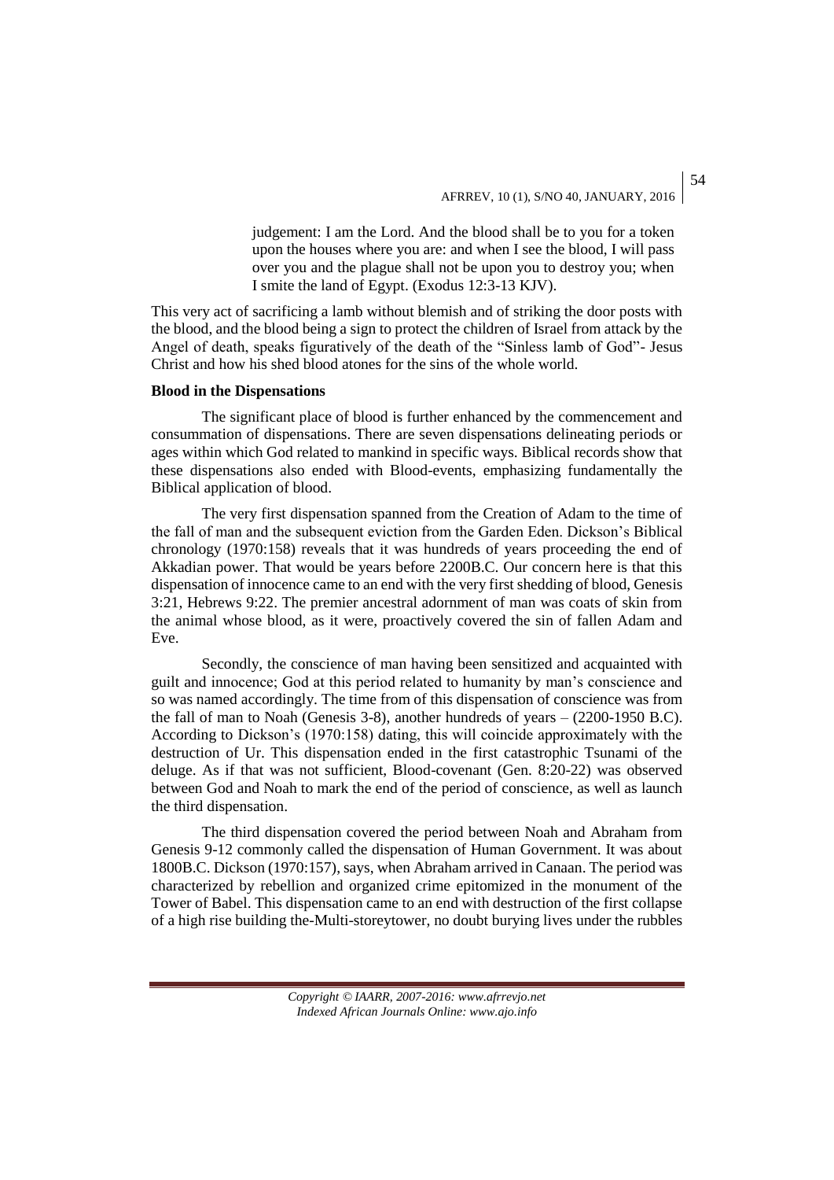> judgement: I am the Lord. And the blood shall be to you for a token upon the houses where you are: and when I see the blood, I will pass over you and the plague shall not be upon you to destroy you; when I smite the land of Egypt. (Exodus 12:3-13 KJV).

This very act of sacrificing a lamb without blemish and of striking the door posts with the blood, and the blood being a sign to protect the children of Israel from attack by the Angel of death, speaks figuratively of the death of the "Sinless lamb of God"- Jesus Christ and how his shed blood atones for the sins of the whole world.

**Blood in the Dispensations**

The significant place of blood is further enhanced by the commencement and consummation of dispensations. There are seven dispensations delineating periods or ages within which God related to mankind in specific ways. Biblical records show that these dispensations also ended with Blood-events, emphasizing fundamentally the Biblical application of blood.

The very first dispensation spanned from the Creation of Adam to the time of the fall of man and the subsequent eviction from the Garden Eden. Dickson's Biblical chronology (1970:158) reveals that it was hundreds of years proceeding the end of Akkadian power. That would be years before 2200B.C. Our concern here is that this dispensation of innocence came to an end with the very first shedding of blood, Genesis 3:21, Hebrews 9:22. The premier ancestral adornment of man was coats of skin from the animal whose blood, as it were, proactively covered the sin of fallen Adam and Eve.

Secondly, the conscience of man having been sensitized and acquainted with guilt and innocence; God at this period related to humanity by man's conscience and so was named accordingly. The time from of this dispensation of conscience was from the fall of man to Noah (Genesis 3-8), another hundreds of years – (2200-1950 B.C). According to Dickson's (1970:158) dating, this will coincide approximately with the destruction of Ur. This dispensation ended in the first catastrophic Tsunami of the deluge. As if that was not sufficient, Blood-covenant (Gen. 8:20-22) was observed between God and Noah to mark the end of the period of conscience, as well as launch the third dispensation.

The third dispensation covered the period between Noah and Abraham from Genesis 9-12 commonly called the dispensation of Human Government. It was about 1800B.C. Dickson (1970:157), says, when Abraham arrived in Canaan. The period was characterized by rebellion and organized crime epitomized in the monument of the Tower of Babel. This dispensation came to an end with destruction of the first collapse of a high rise building the-Multi-storeytower, no doubt burying lives under the rubbles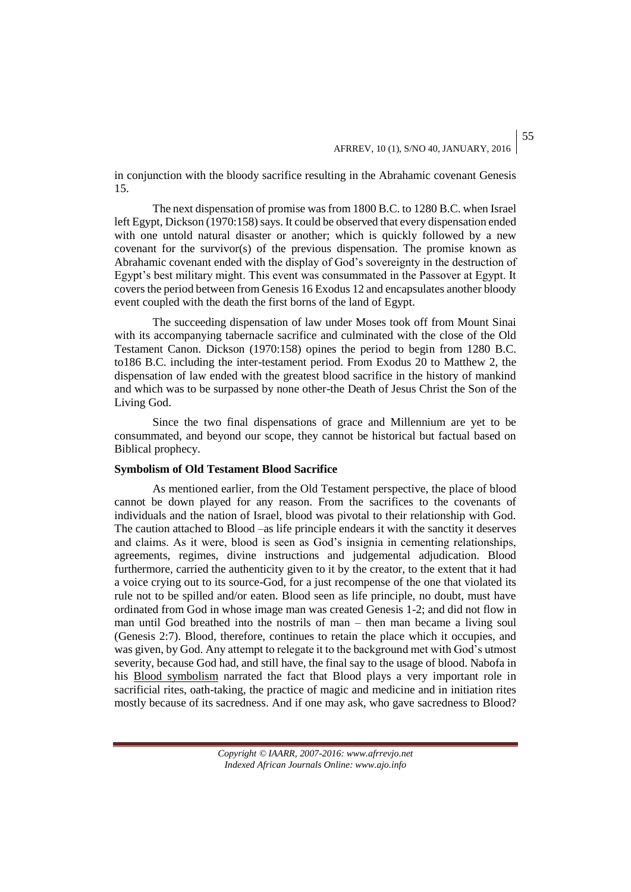in conjunction with the bloody sacrifice resulting in the Abrahamic covenant Genesis 15.

The next dispensation of promise was from 1800 B.C. to 1280 B.C. when Israel left Egypt, Dickson (1970:158) says. It could be observed that every dispensation ended with one untold natural disaster or another; which is quickly followed by a new covenant for the survivor(s) of the previous dispensation. The promise known as Abrahamic covenant ended with the display of God's sovereignty in the destruction of Egypt's best military might. This event was consummated in the Passover at Egypt. It covers the period between from Genesis 16 Exodus 12 and encapsulates another bloody event coupled with the death the first borns of the land of Egypt.

The succeeding dispensation of law under Moses took off from Mount Sinai with its accompanying tabernacle sacrifice and culminated with the close of the Old Testament Canon. Dickson (1970:158) opines the period to begin from 1280 B.C. to186 B.C. including the inter-testament period. From Exodus 20 to Matthew 2, the dispensation of law ended with the greatest blood sacrifice in the history of mankind and which was to be surpassed by none other-the Death of Jesus Christ the Son of the Living God.

Since the two final dispensations of grace and Millennium are yet to be consummated, and beyond our scope, they cannot be historical but factual based on Biblical prophecy.

**Symbolism of Old Testament Blood Sacrifice**

As mentioned earlier, from the Old Testament perspective, the place of blood cannot be down played for any reason. From the sacrifices to the covenants of individuals and the nation of Israel, blood was pivotal to their relationship with God. The caution attached to Blood –as life principle endears it with the sanctity it deserves and claims. As it were, blood is seen as God's insignia in cementing relationships, agreements, regimes, divine instructions and judgemental adjudication. Blood furthermore, carried the authenticity given to it by the creator, to the extent that it had a voice crying out to its source-God, for a just recompense of the one that violated its rule not to be spilled and/or eaten. Blood seen as life principle, no doubt, must have ordinated from God in whose image man was created Genesis 1-2; and did not flow in man until God breathed into the nostrils of man – then man became a living soul (Genesis 2:7). Blood, therefore, continues to retain the place which it occupies, and was given, by God. Any attempt to relegate it to the background met with God's utmost severity, because God had, and still have, the final say to the usage of blood. Nabofa in his Blood symbolism narrated the fact that Blood plays a very important role in sacrificial rites, oath-taking, the practice of magic and medicine and in initiation rites mostly because of its sacredness. And if one may ask, who gave sacredness to Blood?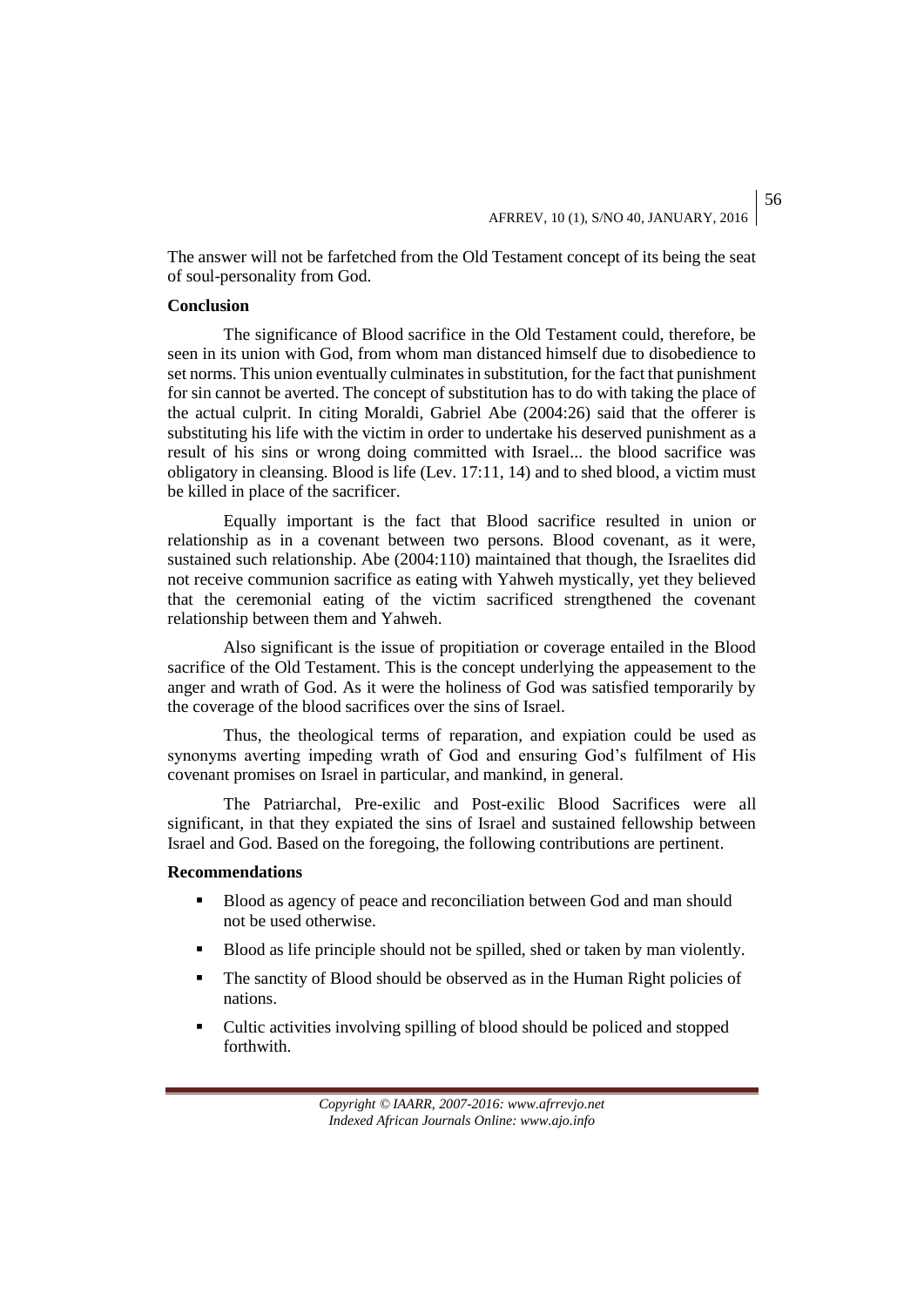The answer will not be farfetched from the Old Testament concept of its being the seat of soul-personality from God.

### Conclusion

The significance of Blood sacrifice in the Old Testament could, therefore, be seen in its union with God, from whom man distanced himself due to disobedience to set norms. This union eventually culminates in substitution, for the fact that punishment for sin cannot be averted. The concept of substitution has to do with taking the place of the actual culprit. In citing Moraldi, Gabriel Abe (2004:26) said that the offerer is substituting his life with the victim in order to undertake his deserved punishment as a result of his sins or wrong doing committed with Israel... the blood sacrifice was obligatory in cleansing. Blood is life (Lev. 17:11, 14) and to shed blood, a victim must be killed in place of the sacrificer.

Equally important is the fact that Blood sacrifice resulted in union or relationship as in a covenant between two persons. Blood covenant, as it were, sustained such relationship. Abe (2004:110) maintained that though, the Israelites did not receive communion sacrifice as eating with Yahweh mystically, yet they believed that the ceremonial eating of the victim sacrificed strengthened the covenant relationship between them and Yahweh.

Also significant is the issue of propitiation or coverage entailed in the Blood sacrifice of the Old Testament. This is the concept underlying the appeasement to the anger and wrath of God. As it were the holiness of God was satisfied temporarily by the coverage of the blood sacrifices over the sins of Israel.

Thus, the theological terms of reparation, and expiation could be used as synonyms averting impeding wrath of God and ensuring God's fulfilment of His covenant promises on Israel in particular, and mankind, in general.

The Patriarchal, Pre-exilic and Post-exilic Blood Sacrifices were all significant, in that they expiated the sins of Israel and sustained fellowship between Israel and God. Based on the foregoing, the following contributions are pertinent.

### Recommendations

- Blood as agency of peace and reconciliation between God and man should not be used otherwise.
- Blood as life principle should not be spilled, shed or taken by man violently.
- The sanctity of Blood should be observed as in the Human Right policies of nations.
- Cultic activities involving spilling of blood should be policed and stopped forthwith.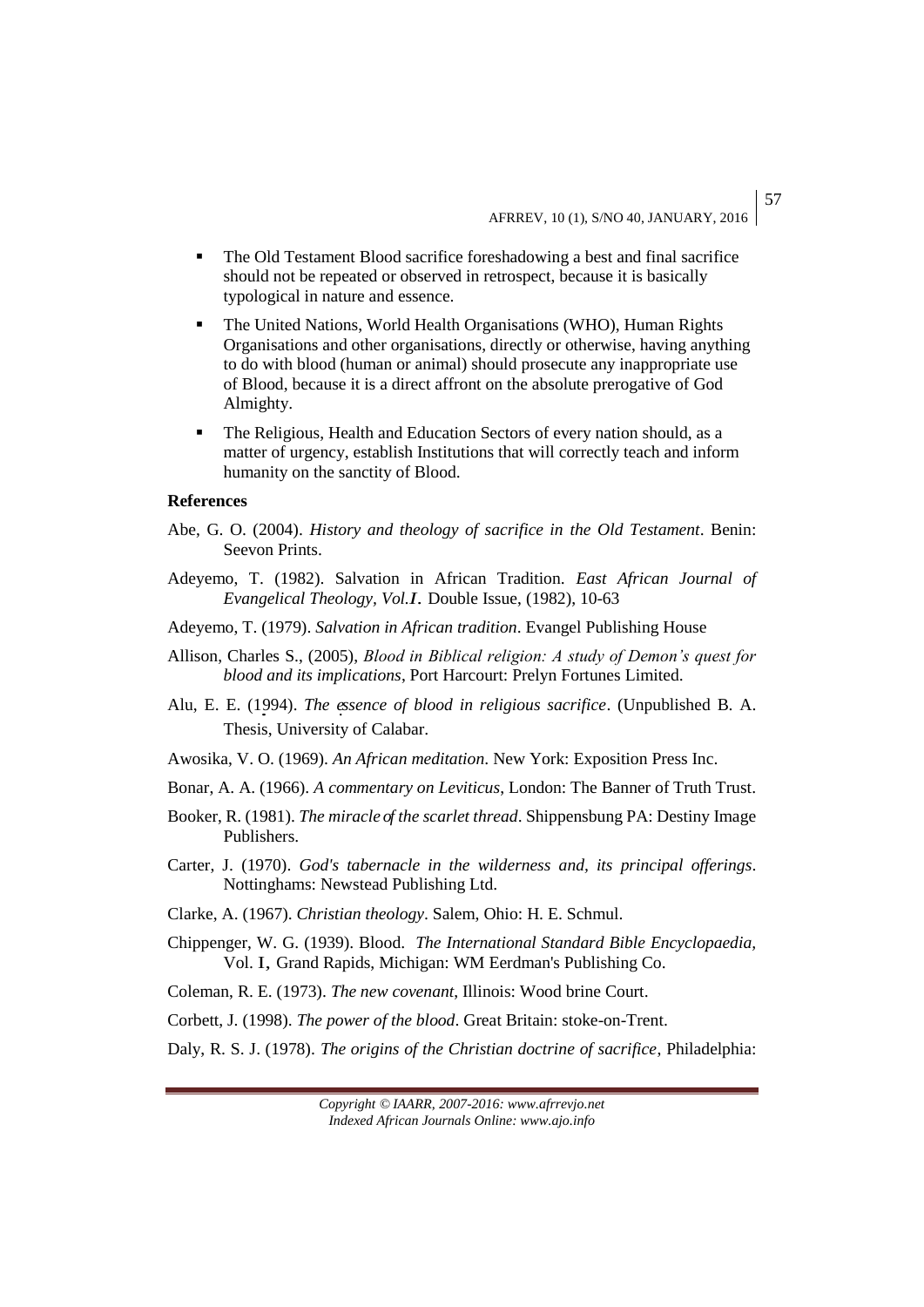- The Old Testament Blood sacrifice foreshadowing a best and final sacrifice should not be repeated or observed in retrospect, because it is basically typological in nature and essence.
- The United Nations, World Health Organisations (WHO), Human Rights Organisations and other organisations, directly or otherwise, having anything to do with blood (human or animal) should prosecute any inappropriate use of Blood, because it is a direct affront on the absolute prerogative of God Almighty.
- The Religious, Health and Education Sectors of every nation should, as a matter of urgency, establish Institutions that will correctly teach and inform humanity on the sanctity of Blood.

**References**

Abe, G. O. (2004). *History and theology of sacrifice in the Old Testament*. Benin: Seevon Prints.

Adeyemo, T. (1982). Salvation in African Tradition. *East African Journal of Evangelical Theology, Vol.I*. Double Issue, (1982), 10-63

Adeyemo, T. (1979). *Salvation in African tradition*. Evangel Publishing House

Allison, Charles S., (2005), *Blood in Biblical religion: A study of Demon's quest for blood and its implications*, Port Harcourt: Prelyn Fortunes Limited.

Alu, E. E. (1994). *The essence of blood in religious sacrifice*. (Unpublished B. A. Thesis, University of Calabar.

Awosika, V. O. (1969). *An African meditation*. New York: Exposition Press Inc.

Bonar, A. A. (1966). *A commentary on Leviticus*, London: The Banner of Truth Trust.

Booker, R. (1981). *The miracle of the scarlet thread*. Shippensbung PA: Destiny Image Publishers.

Carter, J. (1970). *God's tabernacle in the wilderness and, its principal offerings*. Nottinghams: Newstead Publishing Ltd.

Clarke, A. (1967). *Christian theology*. Salem, Ohio: H. E. Schmul.

Chippenger, W. G. (1939). Blood. *The International Standard Bible Encyclopaedia*, Vol. I, Grand Rapids, Michigan: WM Eerdman's Publishing Co.

Coleman, R. E. (1973). *The new covenant*, Illinois: Wood brine Court.

Corbett, J. (1998). *The power of the blood*. Great Britain: stoke-on-Trent.

Daly, R. S. J. (1978). *The origins of the Christian doctrine of sacrifice*, Philadelphia: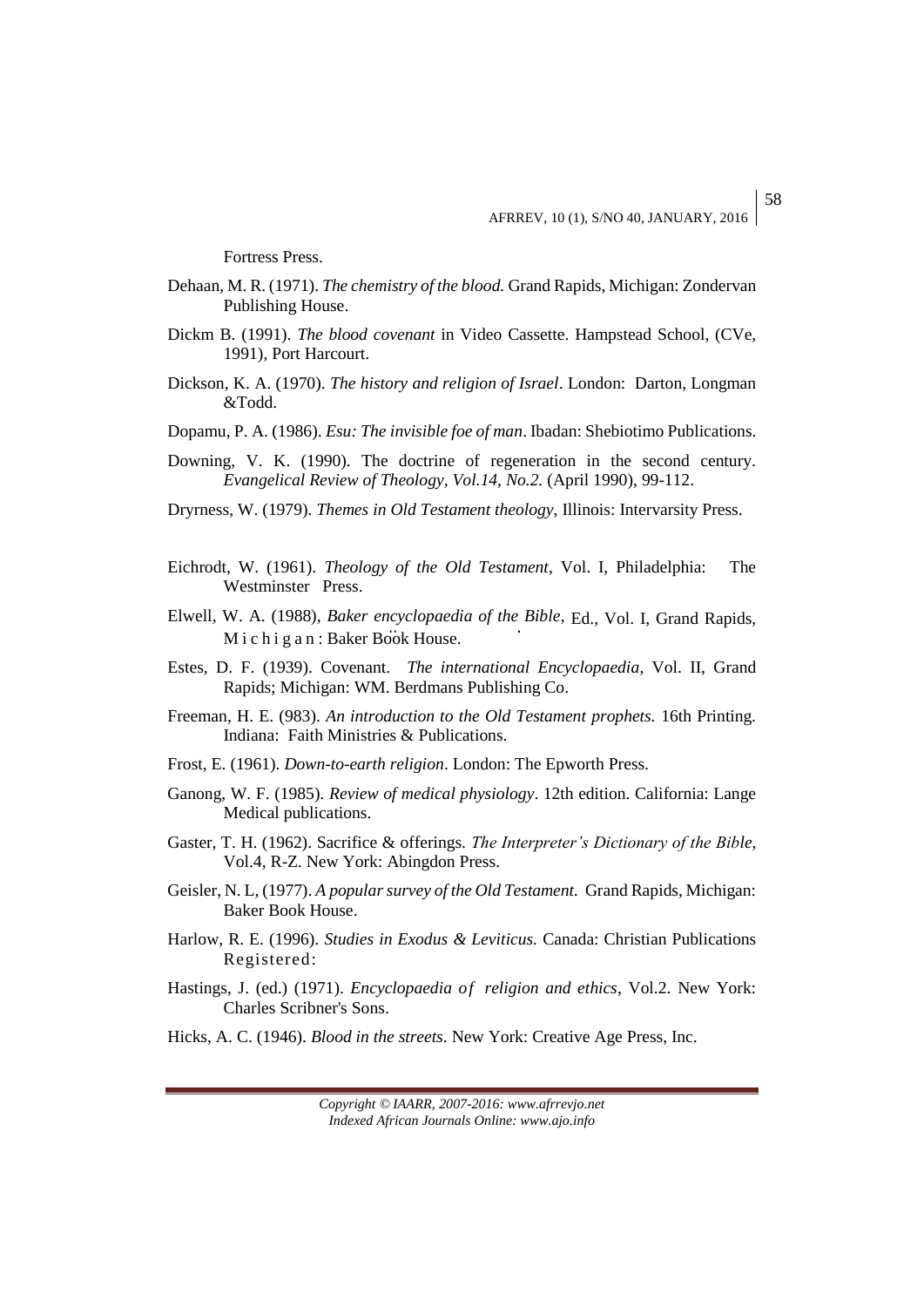Fortress Press.

Dehaan, M. R. (1971). *The chemistry of the blood.* Grand Rapids, Michigan: Zondervan Publishing House.

Dickm B. (1991). *The blood covenant* in Video Cassette. Hampstead School, (CVe, 1991), Port Harcourt.

Dickson, K. A. (1970). *The history and religion of Israel*. London: Darton, Longman &Todd.

Dopamu, P. A. (1986). *Esu: The invisible foe of man*. Ibadan: Shebiotimo Publications.

Downing, V. K. (1990). The doctrine of regeneration in the second century. *Evangelical Review of Theology, Vol.14, No.2.* (April 1990), 99-112.

Dryrness, W. (1979). *Themes in Old Testament theology*, Illinois: Intervarsity Press.

Eichrodt, W. (1961). *Theology of the Old Testament*, Vol. I, Philadelphia: The Westminster Press.

Elwell, W. A. (1988), *Baker encyclopaedia of the Bible*, Ed., Vol. I, Grand Rapids, Michigan: Baker Book House.

Estes, D. F. (1939). Covenant. *The international Encyclopaedia*, Vol. II, Grand Rapids; Michigan: WM. Berdmans Publishing Co.

Freeman, H. E. (983). *An introduction to the Old Testament prophets.* 16th Printing. Indiana: Faith Ministries & Publications.

Frost, E. (1961). *Down-to-earth religion*. London: The Epworth Press.

Ganong, W. F. (1985). *Review of medical physiology*. 12th edition. California: Lange Medical publications.

Gaster, T. H. (1962). Sacrifice & offerings. *The Interpreter's Dictionary of the Bible*, Vol.4, R-Z. New York: Abingdon Press.

Geisler, N. L, (1977). *A popular survey of the Old Testament.* Grand Rapids, Michigan: Baker Book House.

Harlow, R. E. (1996). *Studies in Exodus & Leviticus.* Canada: Christian Publications Registered:

Hastings, J. (ed.) (1971). *Encyclopaedia of religion and ethics*, Vol.2. New York: Charles Scribner's Sons.

Hicks, A. C. (1946). *Blood in the streets*. New York: Creative Age Press, Inc.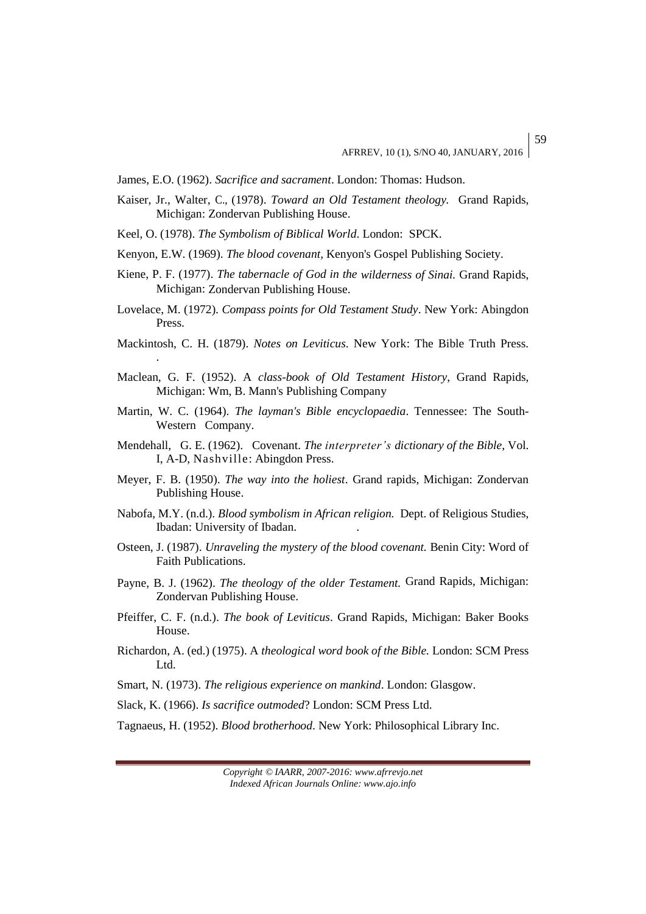James, E.O. (1962). *Sacrifice and sacrament*. London: Thomas: Hudson.

Kaiser, Jr., Walter, C., (1978). *Toward an Old Testament theology.* Grand Rapids, Michigan: Zondervan Publishing House.

Keel, O. (1978). *The Symbolism of Biblical World*. London: SPCK.

Kenyon, E.W. (1969). *The blood covenant,* Kenyon's Gospel Publishing Society.

Kiene, P. F. (1977). *The tabernacle of God in the wilderness of Sinai.* Grand Rapids, Michigan: Zondervan Publishing House.

Lovelace, M. (1972). *Compass points for Old Testament Study*. New York: Abingdon Press.

Mackintosh, C. H. (1879). *Notes on Leviticus*. New York: The Bible Truth Press. .

Maclean, G. F. (1952). A *class-book of Old Testament History*, Grand Rapids, Michigan: Wm, B. Mann's Publishing Company

Martin, W. C. (1964). *The layman's Bible encyclopaedia*. Tennessee: The South-Western Company.

Mendehall, G. E. (1962). Covenant. *The interpreter's dictionary of the Bible,* Vol. I, A-D, Nashville: Abingdon Press.

Meyer, F. B. (1950). *The way into the holiest*. Grand rapids, Michigan: Zondervan Publishing House.

Nabofa, M.Y. (n.d.). *Blood symbolism in African religion.* Dept. of Religious Studies, Ibadan: University of Ibadan. .

Osteen, J. (1987). *Unraveling the mystery of the blood covenant.* Benin City: Word of Faith Publications.

Payne, B. J. (1962). *The theology of the older Testament.* Grand Rapids, Michigan: Zondervan Publishing House.

Pfeiffer, C. F. (n.d.). *The book of Leviticus*. Grand Rapids, Michigan: Baker Books House.

Richardon, A. (ed.) (1975). A *theological word book of the Bible.* London: SCM Press Ltd.

Smart, N. (1973). *The religious experience on mankind*. London: Glasgow.

Slack, K. (1966). *Is sacrifice outmoded*? London: SCM Press Ltd.

Tagnaeus, H. (1952). *Blood brotherhood*. New York: Philosophical Library Inc.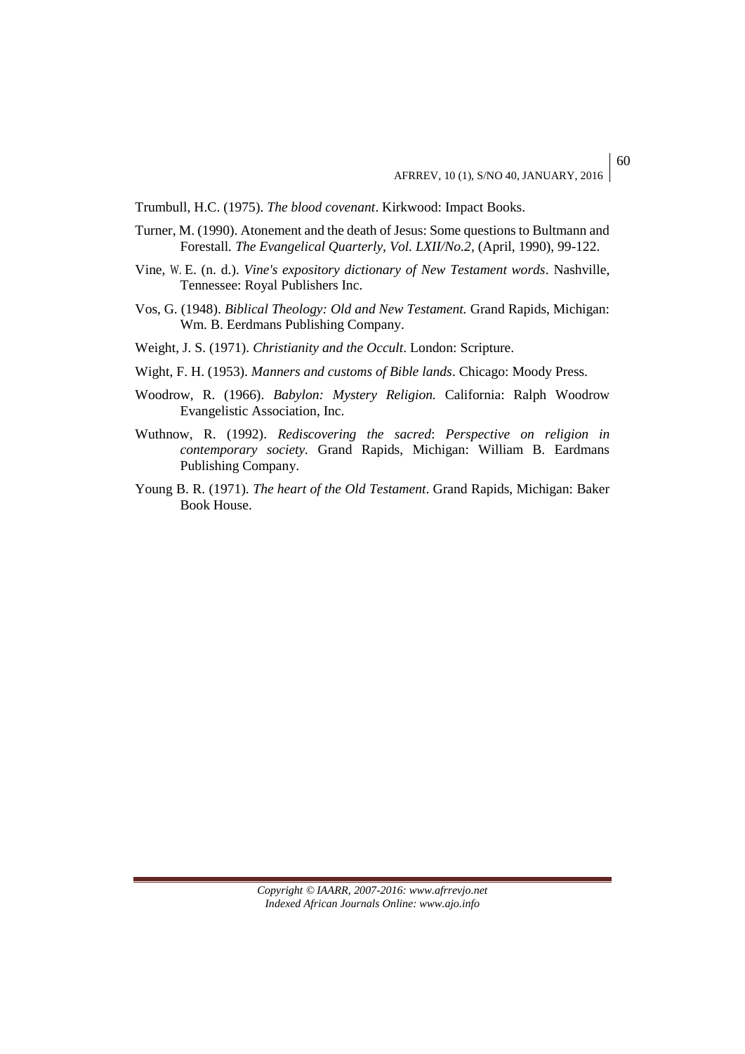Trumbull, H.C. (1975). *The blood covenant*. Kirkwood: Impact Books.

Turner, M. (1990). Atonement and the death of Jesus: Some questions to Bultmann and Forestall. *The Evangelical Quarterly, Vol. LXII/No.2,* (April, 1990), 99-122.

Vine, W. E. (n. d.). *Vine's expository dictionary of New Testament words*. Nashville, Tennessee: Royal Publishers Inc.

Vos, G. (1948). *Biblical Theology: Old and New Testament.* Grand Rapids, Michigan: Wm. B. Eerdmans Publishing Company.

Weight, J. S. (1971). *Christianity and the Occult*. London: Scripture.

Wight, F. H. (1953). *Manners and customs of Bible lands*. Chicago: Moody Press.

Woodrow, R. (1966). *Babylon: Mystery Religion.* California: Ralph Woodrow Evangelistic Association, Inc.

Wuthnow, R. (1992). *Rediscovering the sacred*: *Perspective on religion in contemporary society*. Grand Rapids, Michigan: William B. Eardmans Publishing Company.

Young B. R. (1971). *The heart of the Old Testament*. Grand Rapids, Michigan: Baker Book House.